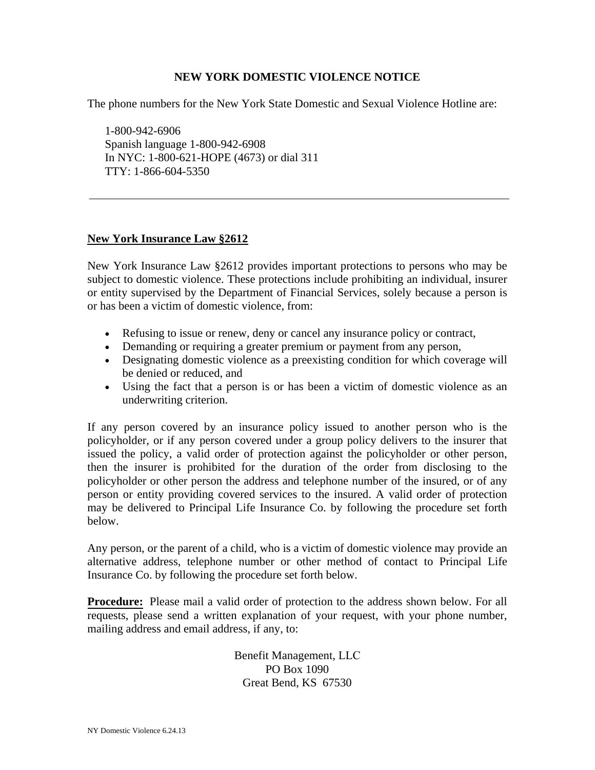# NEW YORK DOMESTIC VIOLENCE NOTICE

The phone numbers for the New York State Domestic and Sexual Violence Hotline are:

1-800-942-6906
Spanish language 1-800-942-6908
In NYC: 1-800-621-HOPE (4673) or dial 311
TTY: 1-866-604-5350

---

## New York Insurance Law §2612

New York Insurance Law §2612 provides important protections to persons who may be subject to domestic violence. These protections include prohibiting an individual, insurer or entity supervised by the Department of Financial Services, solely because a person is or has been a victim of domestic violence, from:

- Refusing to issue or renew, deny or cancel any insurance policy or contract,
- Demanding or requiring a greater premium or payment from any person,
- Designating domestic violence as a preexisting condition for which coverage will be denied or reduced, and
- Using the fact that a person is or has been a victim of domestic violence as an underwriting criterion.

If any person covered by an insurance policy issued to another person who is the policyholder, or if any person covered under a group policy delivers to the insurer that issued the policy, a valid order of protection against the policyholder or other person, then the insurer is prohibited for the duration of the order from disclosing to the policyholder or other person the address and telephone number of the insured, or of any person or entity providing covered services to the insured. A valid order of protection may be delivered to Principal Life Insurance Co. by following the procedure set forth below.

Any person, or the parent of a child, who is a victim of domestic violence may provide an alternative address, telephone number or other method of contact to Principal Life Insurance Co. by following the procedure set forth below.

**Procedure:** Please mail a valid order of protection to the address shown below. For all requests, please send a written explanation of your request, with your phone number, mailing address and email address, if any, to:

Benefit Management, LLC
PO Box 1090
Great Bend, KS 67530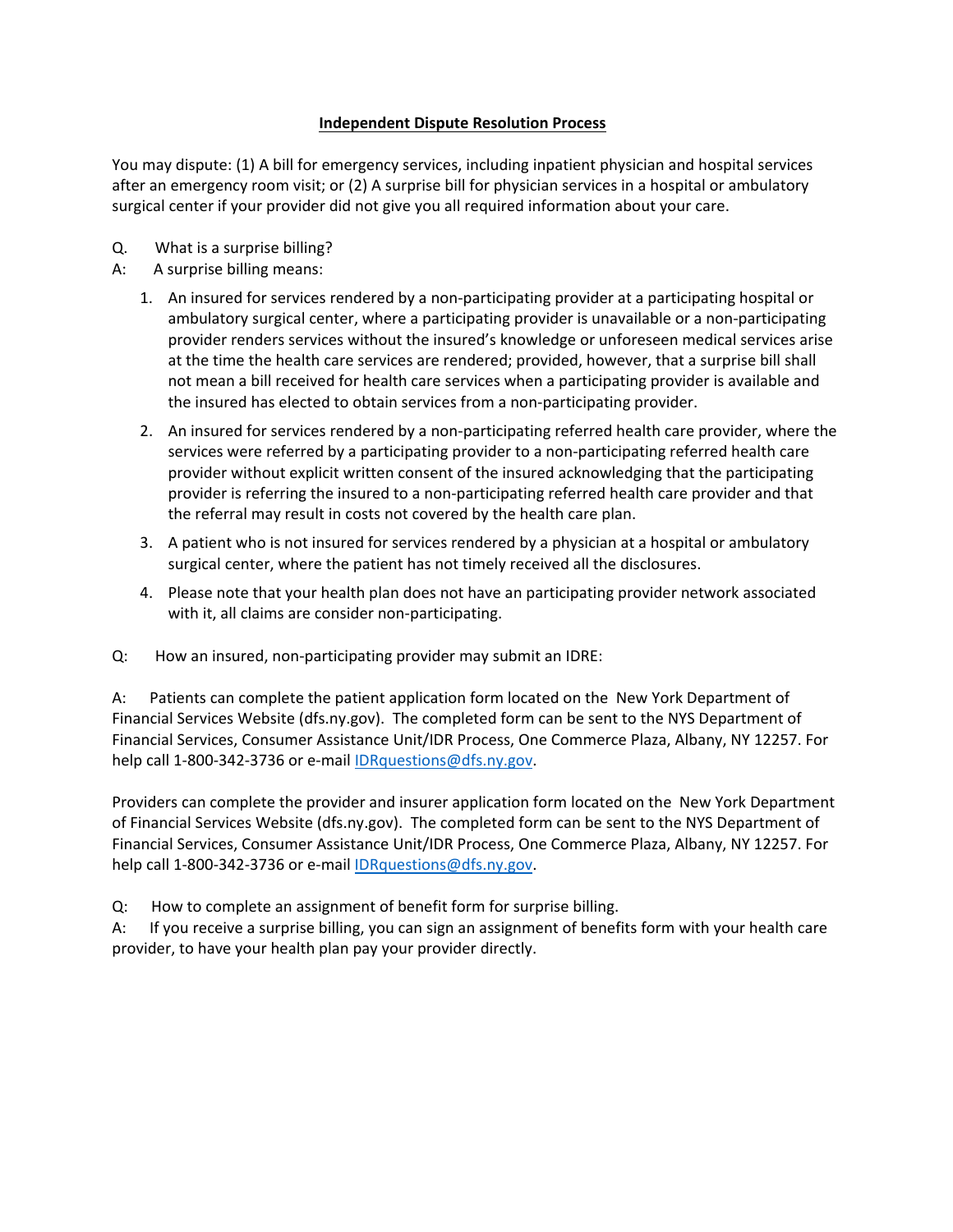## Independent Dispute Resolution Process

You may dispute: (1) A bill for emergency services, including inpatient physician and hospital services after an emergency room visit; or (2) A surprise bill for physician services in a hospital or ambulatory surgical center if your provider did not give you all required information about your care.

Q. What is a surprise billing?

A: A surprise billing means:

1. An insured for services rendered by a non-participating provider at a participating hospital or ambulatory surgical center, where a participating provider is unavailable or a non-participating provider renders services without the insured's knowledge or unforeseen medical services arise at the time the health care services are rendered; provided, however, that a surprise bill shall not mean a bill received for health care services when a participating provider is available and the insured has elected to obtain services from a non-participating provider.
2. An insured for services rendered by a non-participating referred health care provider, where the services were referred by a participating provider to a non-participating referred health care provider without explicit written consent of the insured acknowledging that the participating provider is referring the insured to a non-participating referred health care provider and that the referral may result in costs not covered by the health care plan.
3. A patient who is not insured for services rendered by a physician at a hospital or ambulatory surgical center, where the patient has not timely received all the disclosures.
4. Please note that your health plan does not have an participating provider network associated with it, all claims are consider non-participating.

Q: How an insured, non-participating provider may submit an IDRE:

A: Patients can complete the patient application form located on the New York Department of Financial Services Website (dfs.ny.gov). The completed form can be sent to the NYS Department of Financial Services, Consumer Assistance Unit/IDR Process, One Commerce Plaza, Albany, NY 12257. For help call 1-800-342-3736 or e-mail IDRquestions@dfs.ny.gov.

Providers can complete the provider and insurer application form located on the New York Department of Financial Services Website (dfs.ny.gov). The completed form can be sent to the NYS Department of Financial Services, Consumer Assistance Unit/IDR Process, One Commerce Plaza, Albany, NY 12257. For help call 1-800-342-3736 or e-mail IDRquestions@dfs.ny.gov.

Q: How to complete an assignment of benefit form for surprise billing.

A: If you receive a surprise billing, you can sign an assignment of benefits form with your health care provider, to have your health plan pay your provider directly.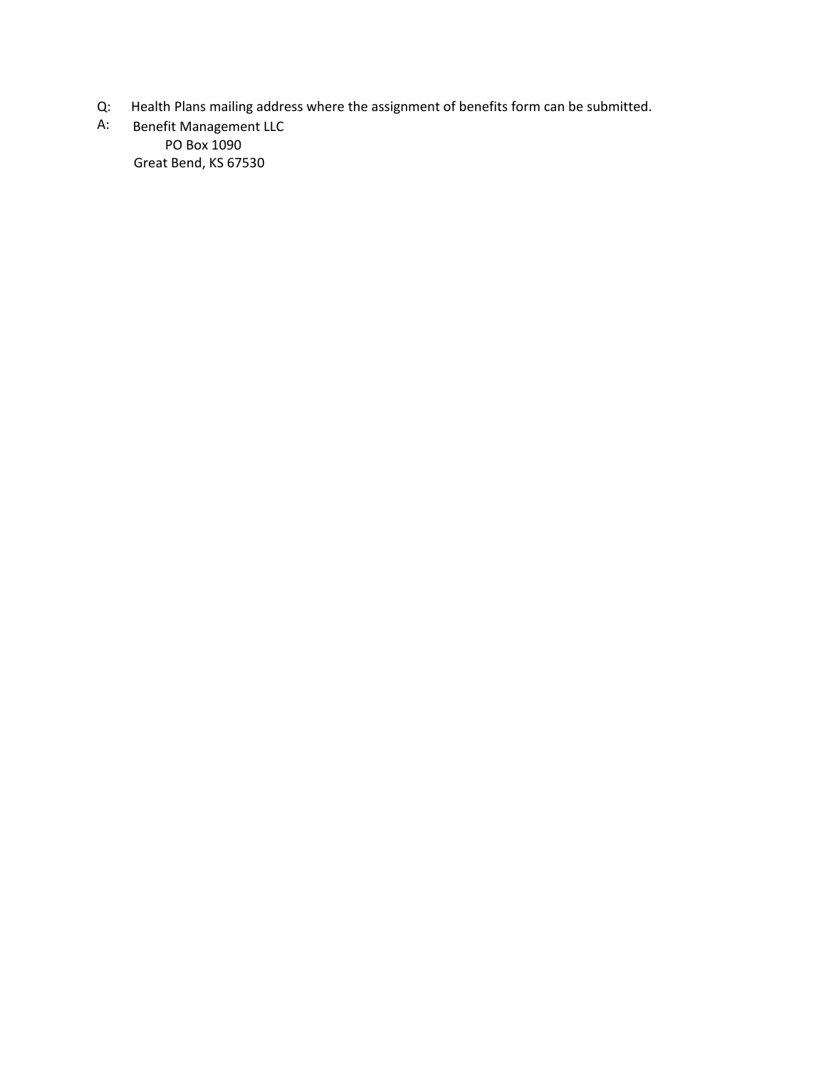Q: Health Plans mailing address where the assignment of benefits form can be submitted.

A: Benefit Management LLC
PO Box 1090
Great Bend, KS 67530